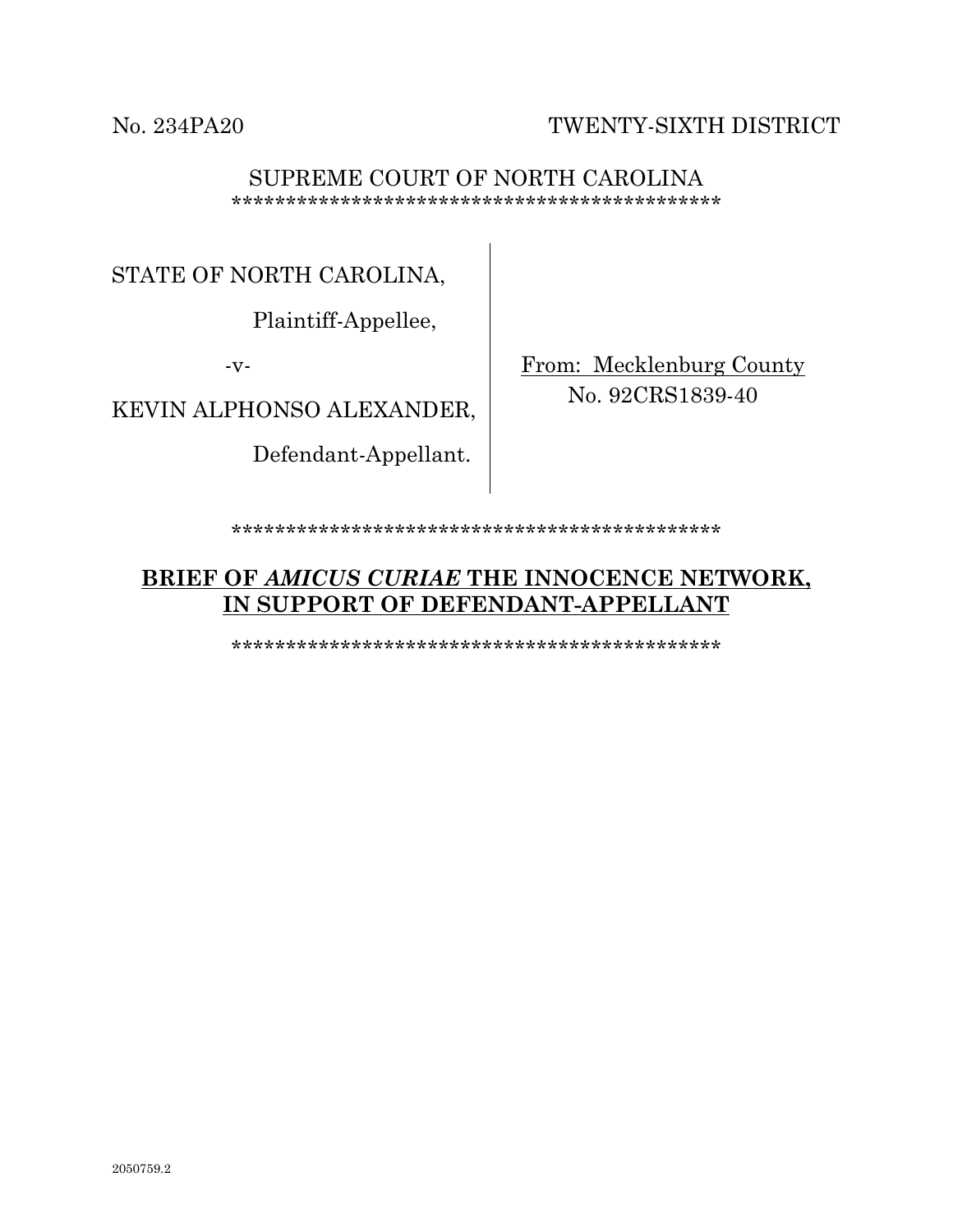No. 234PA20 TWENTY-SIXTH DISTRICT

SUPREME COURT OF NORTH CAROLINA
*********************************************

| | |
|---|---|
| STATE OF NORTH CAROLINA,<br><br>Plaintiff-Appellee,<br><br>-v-<br><br>KEVIN ALPHONSO ALEXANDER,<br><br>Defendant-Appellant. | From: Mecklenburg County<br>No. 92CRS1839-40 |

*********************************************

**BRIEF OF *AMICUS CURIAE* THE INNOCENCE NETWORK, IN SUPPORT OF DEFENDANT-APPELLANT**

*********************************************

2050759.2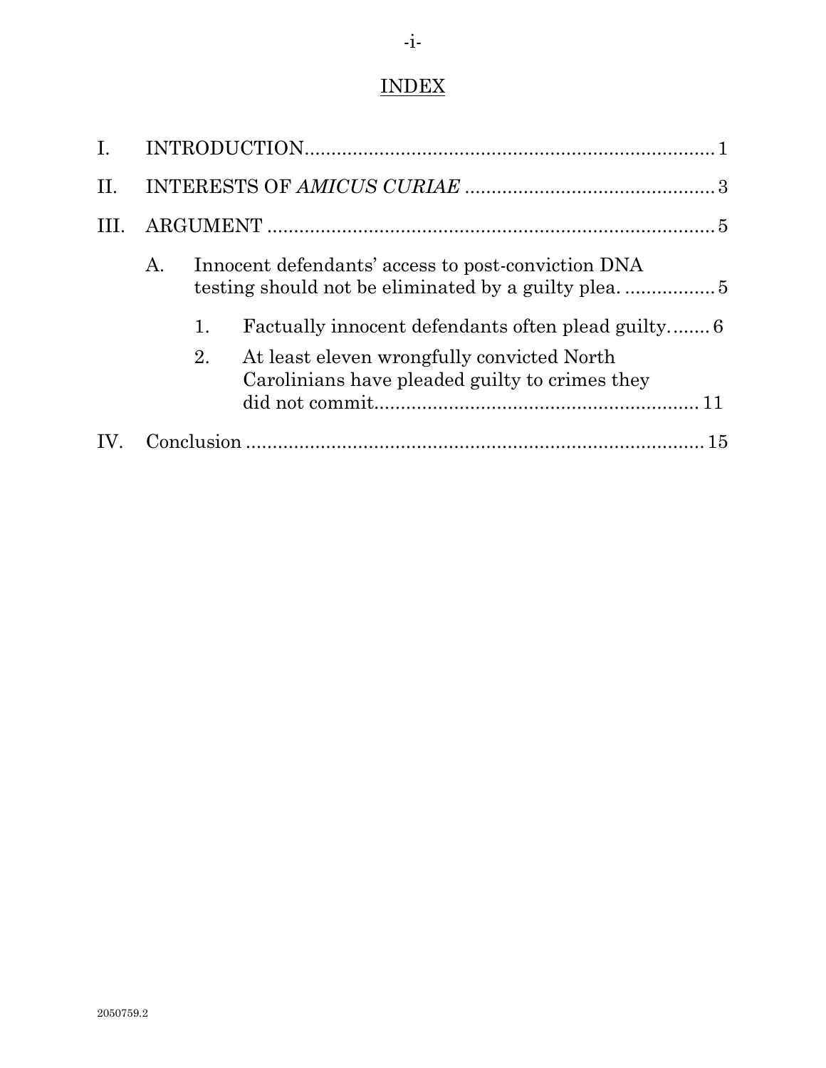# INDEX

I. INTRODUCTION .......................................................................... 1

II. INTERESTS OF *AMICUS CURIAE* ............................................... 3

III. ARGUMENT ................................................................................ 5

  A. Innocent defendants' access to post-conviction DNA testing should not be eliminated by a guilty plea. ................. 5

    1. Factually innocent defendants often plead guilty. ....... 6

    2. At least eleven wrongfully convicted North Carolinians have pleaded guilty to crimes they did not commit. ............................................................ 11

IV. Conclusion .................................................................................. 15

2050759.2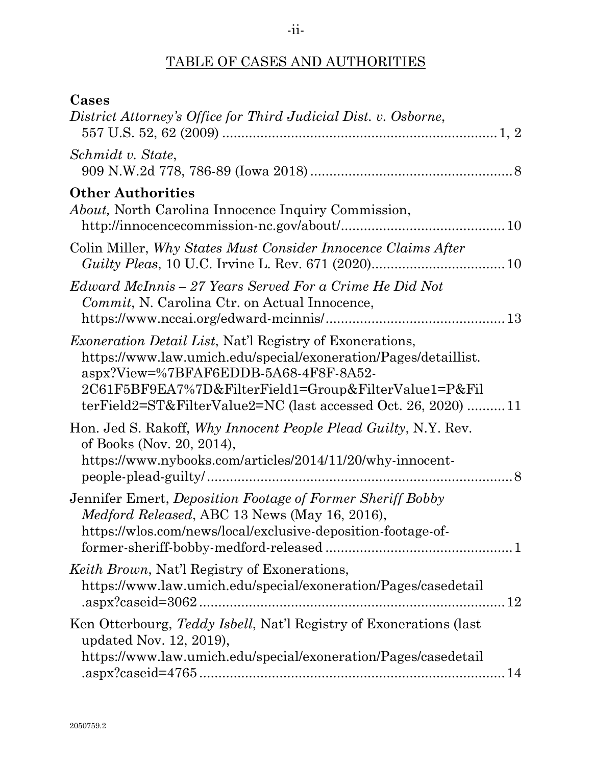## TABLE OF CASES AND AUTHORITIES

**Cases**

*District Attorney's Office for Third Judicial Dist. v. Osborne*, 557 U.S. 52, 62 (2009) ........................................................................ 1, 2

*Schmidt v. State*, 909 N.W.2d 778, 786-89 (Iowa 2018) ..................................................... 8

**Other Authorities**

*About,* North Carolina Innocence Inquiry Commission, http://innocencecommission-nc.gov/about/........................................... 10

Colin Miller, *Why States Must Consider Innocence Claims After Guilty Pleas*, 10 U.C. Irvine L. Rev. 671 (2020).................................. 10

*Edward McInnis – 27 Years Served For a Crime He Did Not Commit*, N. Carolina Ctr. on Actual Innocence, https://www.nccai.org/edward-mcinnis/............................................... 13

*Exoneration Detail List*, Nat'l Registry of Exonerations, https://www.law.umich.edu/special/exoneration/Pages/detaillist.aspx?View=%7BFAF6EDDB-5A68-4F8F-8A52-2C61F5BF9EA7%7D&FilterField1=Group&FilterValue1=P&FilterField2=ST&FilterValue2=NC (last accessed Oct. 26, 2020) .......... 11

Hon. Jed S. Rakoff, *Why Innocent People Plead Guilty*, N.Y. Rev. of Books (Nov. 20, 2014), https://www.nybooks.com/articles/2014/11/20/why-innocent-people-plead-guilty/................................................................................ 8

Jennifer Emert, *Deposition Footage of Former Sheriff Bobby Medford Released*, ABC 13 News (May 16, 2016), https://wlos.com/news/local/exclusive-deposition-footage-of-former-sheriff-bobby-medford-released ................................................ 1

*Keith Brown*, Nat'l Registry of Exonerations, https://www.law.umich.edu/special/exoneration/Pages/casedetail.aspx?caseid=3062................................................................................ 12

Ken Otterbourg, *Teddy Isbell*, Nat'l Registry of Exonerations (last updated Nov. 12, 2019), https://www.law.umich.edu/special/exoneration/Pages/casedetail.aspx?caseid=4765................................................................................ 14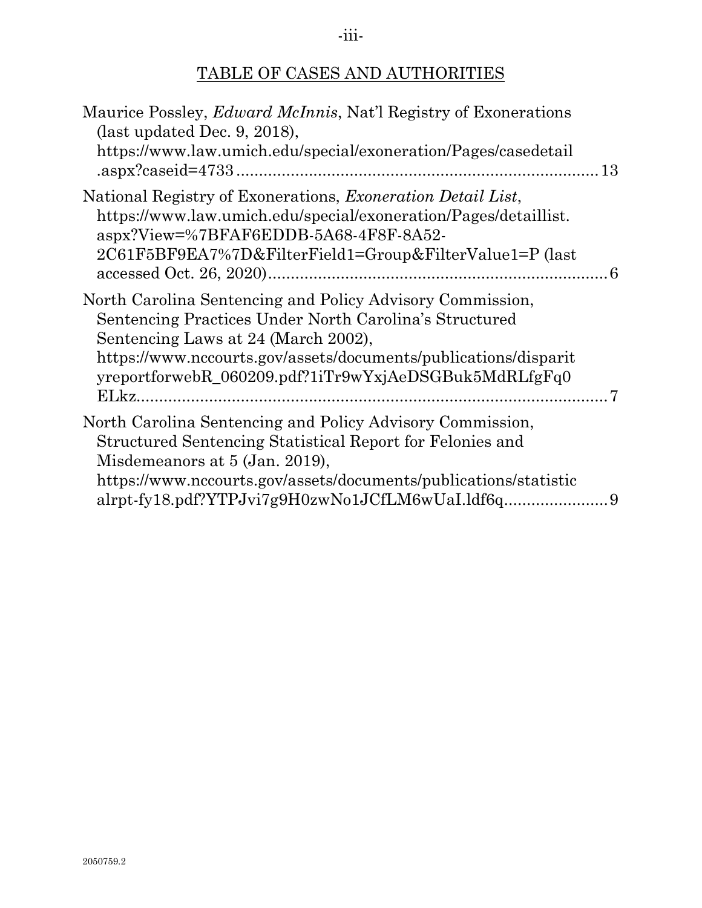## TABLE OF CASES AND AUTHORITIES

Maurice Possley, *Edward McInnis*, Nat'l Registry of Exonerations (last updated Dec. 9, 2018), https://www.law.umich.edu/special/exoneration/Pages/casedetail.aspx?caseid=4733 ............................................................................ 13

National Registry of Exonerations, *Exoneration Detail List*, https://www.law.umich.edu/special/exoneration/Pages/detaillist.aspx?View=%7BFAF6EDDB-5A68-4F8F-8A52-2C61F5BF9EA7%7D&FilterField1=Group&FilterValue1=P (last accessed Oct. 26, 2020)........................................................................ 6

North Carolina Sentencing and Policy Advisory Commission, Sentencing Practices Under North Carolina's Structured Sentencing Laws at 24 (March 2002), https://www.nccourts.gov/assets/documents/publications/disparityreportforwebR_060209.pdf?1iTr9wYxjAeDSGBuk5MdRLfgFq0ELkz.................................................................................................... 7

North Carolina Sentencing and Policy Advisory Commission, Structured Sentencing Statistical Report for Felonies and Misdemeanors at 5 (Jan. 2019), https://www.nccourts.gov/assets/documents/publications/statisticalrpt-fy18.pdf?YTPJvi7g9H0zwNo1JCfLM6wUaI.ldf6q...................... 9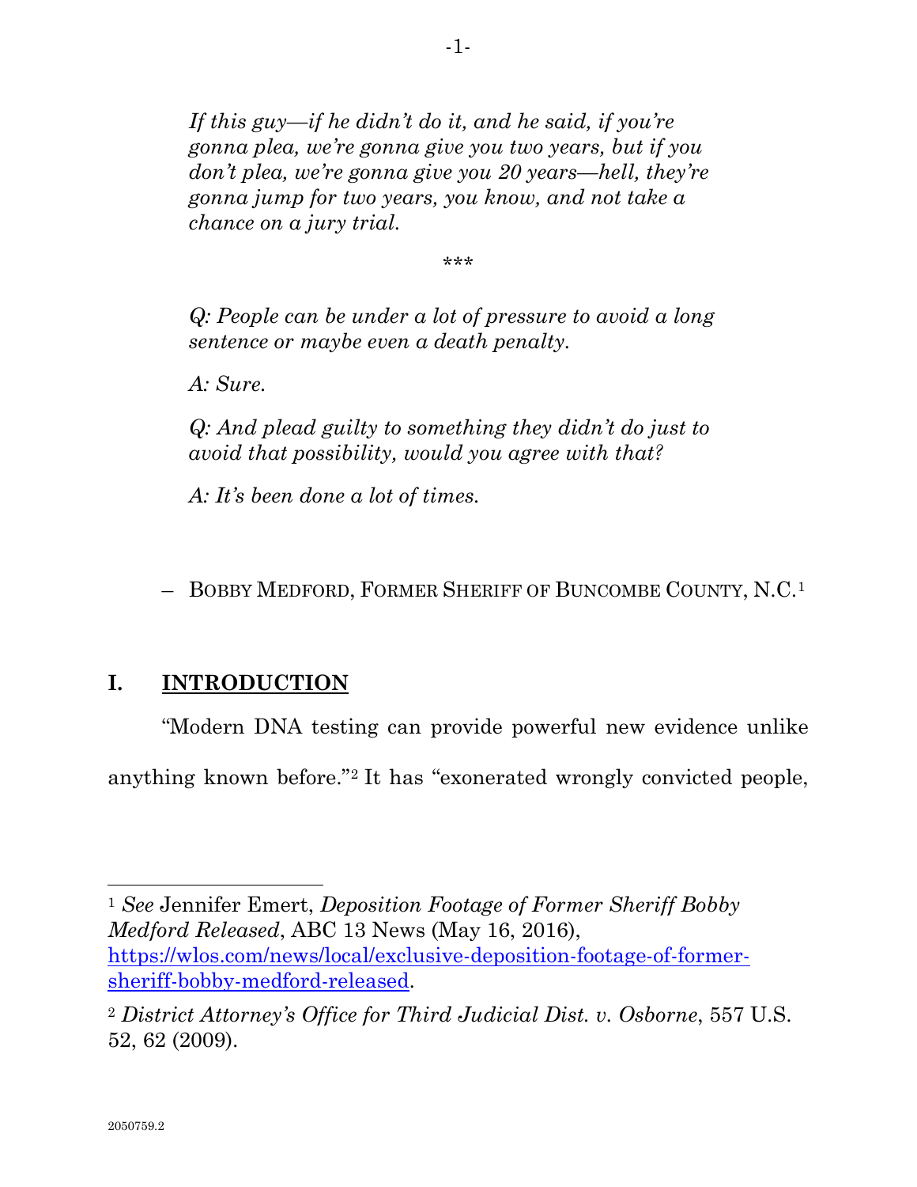*If this guy—if he didn't do it, and he said, if you're gonna plea, we're gonna give you two years, but if you don't plea, we're gonna give you 20 years—hell, they're gonna jump for two years, you know, and not take a chance on a jury trial.*

\*\*\*

*Q: People can be under a lot of pressure to avoid a long sentence or maybe even a death penalty.*

*A: Sure.*

*Q: And plead guilty to something they didn't do just to avoid that possibility, would you agree with that?*

*A: It's been done a lot of times.*

– BOBBY MEDFORD, FORMER SHERIFF OF BUNCOMBE COUNTY, N.C.[1]

## I. INTRODUCTION

"Modern DNA testing can provide powerful new evidence unlike anything known before."[2] It has "exonerated wrongly convicted people,

---

[1] *See* Jennifer Emert, *Deposition Footage of Former Sheriff Bobby Medford Released*, ABC 13 News (May 16, 2016), https://wlos.com/news/local/exclusive-deposition-footage-of-former-sheriff-bobby-medford-released.

[2] *District Attorney's Office for Third Judicial Dist. v. Osborne*, 557 U.S. 52, 62 (2009).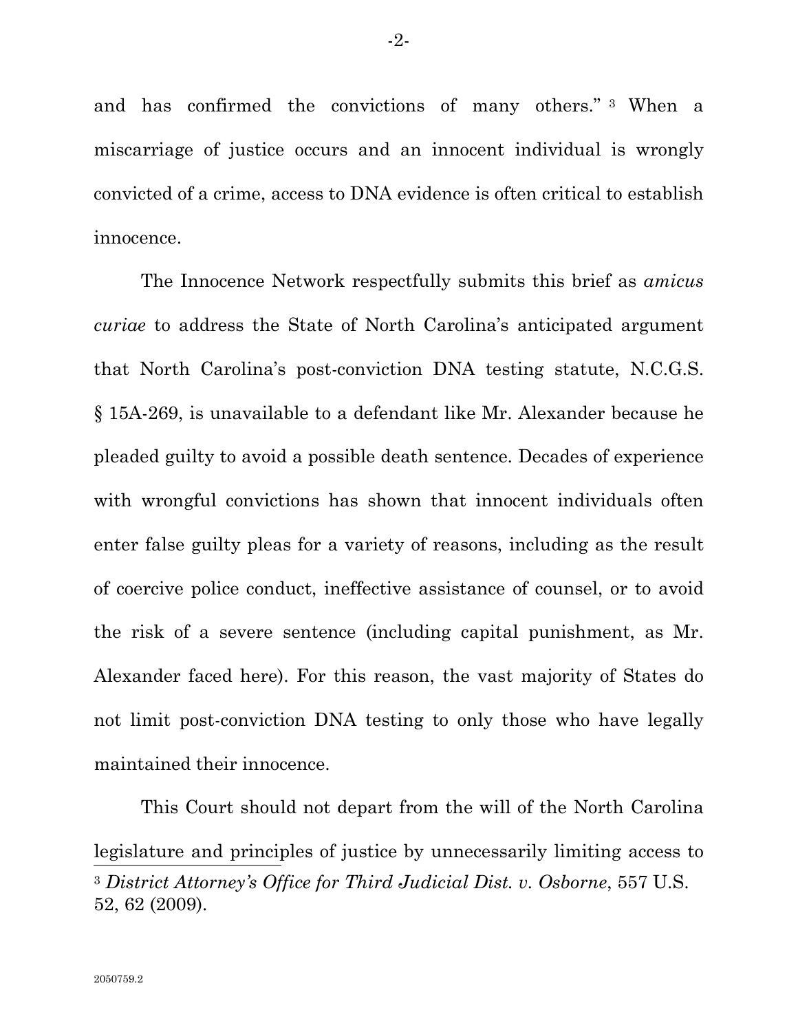and has confirmed the convictions of many others."[3] When a miscarriage of justice occurs and an innocent individual is wrongly convicted of a crime, access to DNA evidence is often critical to establish innocence.

The Innocence Network respectfully submits this brief as *amicus curiae* to address the State of North Carolina's anticipated argument that North Carolina's post-conviction DNA testing statute, N.C.G.S. § 15A-269, is unavailable to a defendant like Mr. Alexander because he pleaded guilty to avoid a possible death sentence. Decades of experience with wrongful convictions has shown that innocent individuals often enter false guilty pleas for a variety of reasons, including as the result of coercive police conduct, ineffective assistance of counsel, or to avoid the risk of a severe sentence (including capital punishment, as Mr. Alexander faced here). For this reason, the vast majority of States do not limit post-conviction DNA testing to only those who have legally maintained their innocence.

This Court should not depart from the will of the North Carolina legislature and principles of justice by unnecessarily limiting access to

[3] *District Attorney's Office for Third Judicial Dist. v. Osborne*, 557 U.S. 52, 62 (2009).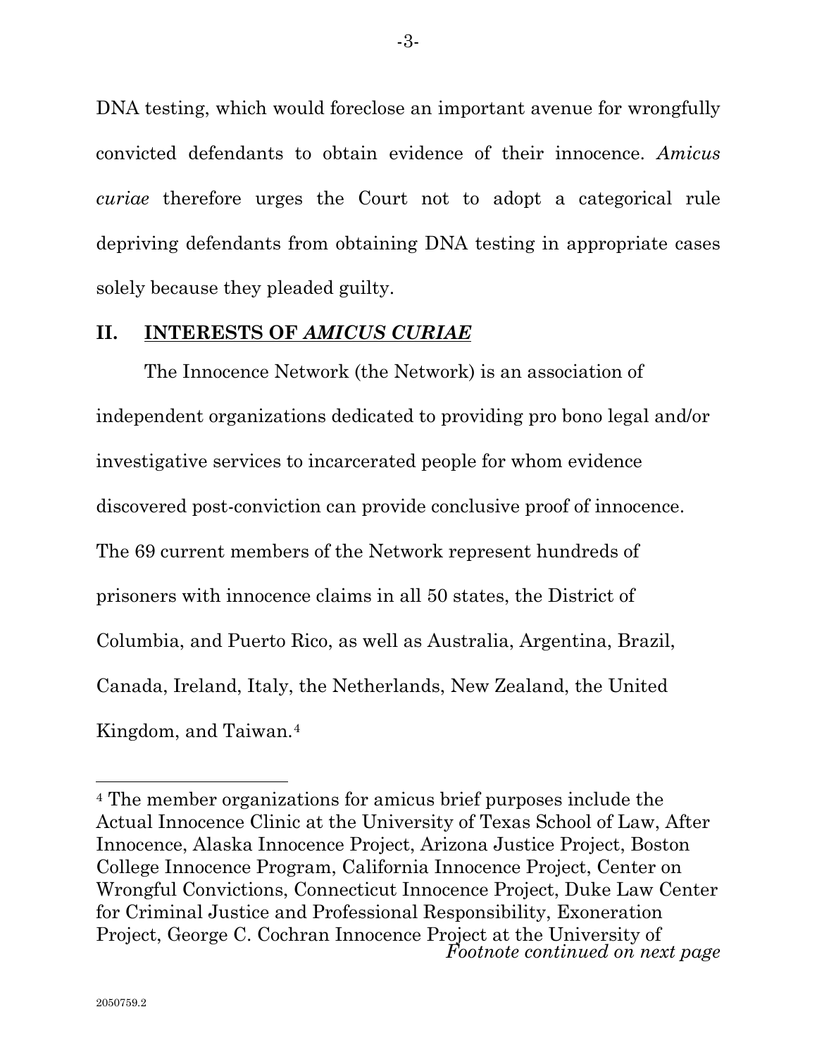DNA testing, which would foreclose an important avenue for wrongfully convicted defendants to obtain evidence of their innocence. *Amicus curiae* therefore urges the Court not to adopt a categorical rule depriving defendants from obtaining DNA testing in appropriate cases solely because they pleaded guilty.

## II. INTERESTS OF *AMICUS CURIAE*

The Innocence Network (the Network) is an association of independent organizations dedicated to providing pro bono legal and/or investigative services to incarcerated people for whom evidence discovered post-conviction can provide conclusive proof of innocence. The 69 current members of the Network represent hundreds of prisoners with innocence claims in all 50 states, the District of Columbia, and Puerto Rico, as well as Australia, Argentina, Brazil, Canada, Ireland, Italy, the Netherlands, New Zealand, the United Kingdom, and Taiwan.[4]

---

[4] The member organizations for amicus brief purposes include the Actual Innocence Clinic at the University of Texas School of Law, After Innocence, Alaska Innocence Project, Arizona Justice Project, Boston College Innocence Program, California Innocence Project, Center on Wrongful Convictions, Connecticut Innocence Project, Duke Law Center for Criminal Justice and Professional Responsibility, Exoneration Project, George C. Cochran Innocence Project at the University of

*Footnote continued on next page*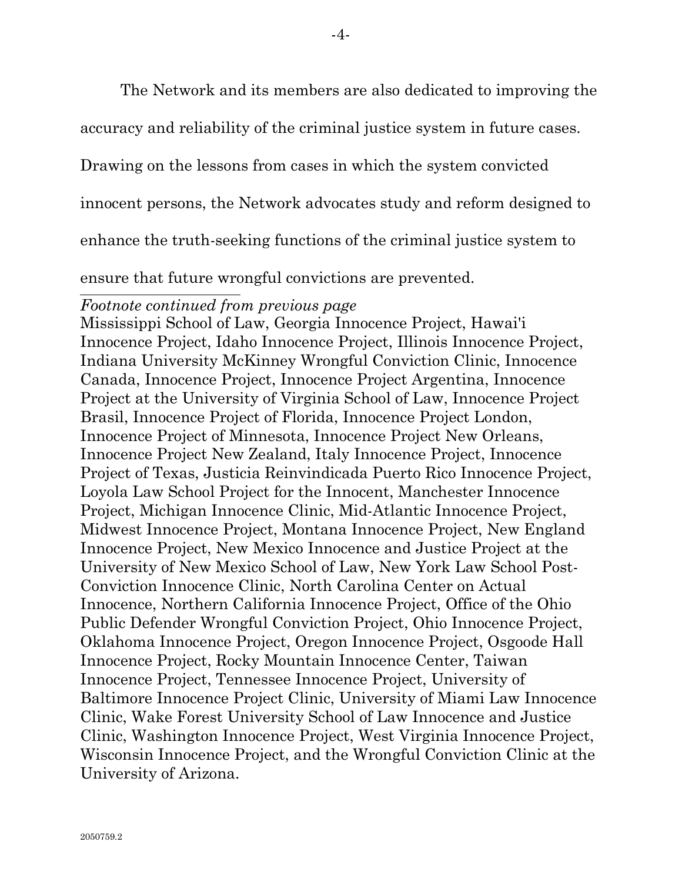The Network and its members are also dedicated to improving the accuracy and reliability of the criminal justice system in future cases. Drawing on the lessons from cases in which the system convicted innocent persons, the Network advocates study and reform designed to enhance the truth-seeking functions of the criminal justice system to ensure that future wrongful convictions are prevented.

---

*Footnote continued from previous page*

Mississippi School of Law, Georgia Innocence Project, Hawai'i Innocence Project, Idaho Innocence Project, Illinois Innocence Project, Indiana University McKinney Wrongful Conviction Clinic, Innocence Canada, Innocence Project, Innocence Project Argentina, Innocence Project at the University of Virginia School of Law, Innocence Project Brasil, Innocence Project of Florida, Innocence Project London, Innocence Project of Minnesota, Innocence Project New Orleans, Innocence Project New Zealand, Italy Innocence Project, Innocence Project of Texas, Justicia Reinvindicada Puerto Rico Innocence Project, Loyola Law School Project for the Innocent, Manchester Innocence Project, Michigan Innocence Clinic, Mid-Atlantic Innocence Project, Midwest Innocence Project, Montana Innocence Project, New England Innocence Project, New Mexico Innocence and Justice Project at the University of New Mexico School of Law, New York Law School Post-Conviction Innocence Clinic, North Carolina Center on Actual Innocence, Northern California Innocence Project, Office of the Ohio Public Defender Wrongful Conviction Project, Ohio Innocence Project, Oklahoma Innocence Project, Oregon Innocence Project, Osgoode Hall Innocence Project, Rocky Mountain Innocence Center, Taiwan Innocence Project, Tennessee Innocence Project, University of Baltimore Innocence Project Clinic, University of Miami Law Innocence Clinic, Wake Forest University School of Law Innocence and Justice Clinic, Washington Innocence Project, West Virginia Innocence Project, Wisconsin Innocence Project, and the Wrongful Conviction Clinic at the University of Arizona.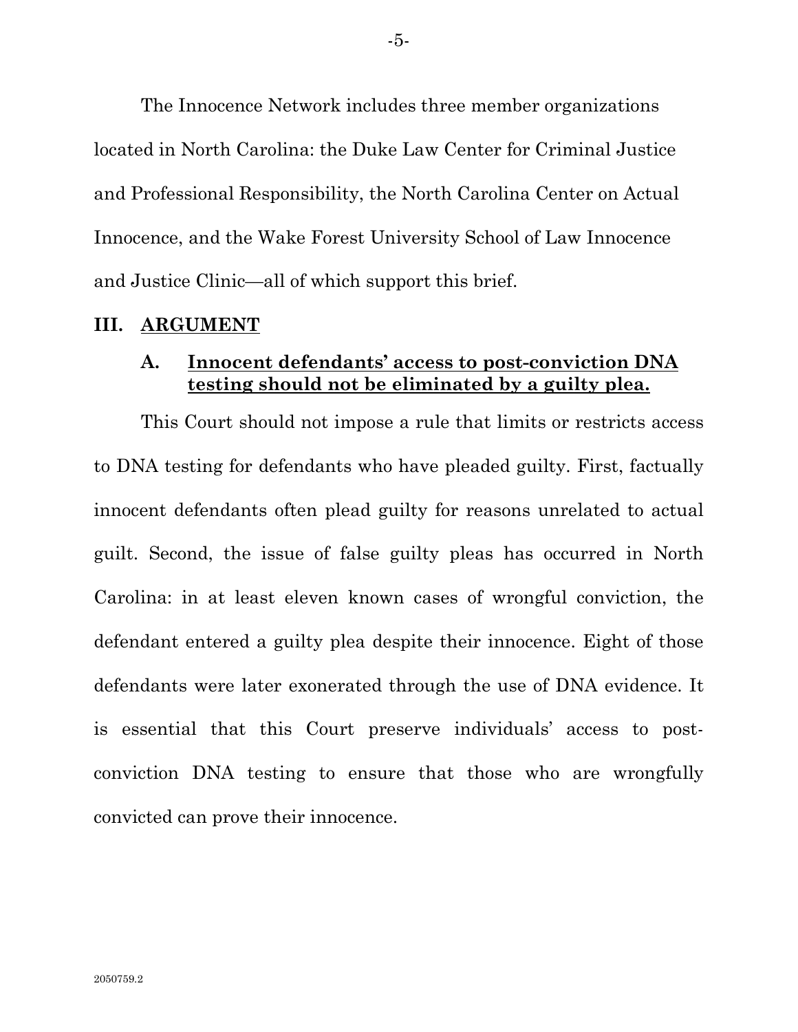The Innocence Network includes three member organizations located in North Carolina: the Duke Law Center for Criminal Justice and Professional Responsibility, the North Carolina Center on Actual Innocence, and the Wake Forest University School of Law Innocence and Justice Clinic—all of which support this brief.

## III. <u>ARGUMENT</u>

### A. <u>Innocent defendants' access to post-conviction DNA testing should not be eliminated by a guilty plea.</u>

This Court should not impose a rule that limits or restricts access to DNA testing for defendants who have pleaded guilty. First, factually innocent defendants often plead guilty for reasons unrelated to actual guilt. Second, the issue of false guilty pleas has occurred in North Carolina: in at least eleven known cases of wrongful conviction, the defendant entered a guilty plea despite their innocence. Eight of those defendants were later exonerated through the use of DNA evidence. It is essential that this Court preserve individuals' access to post-conviction DNA testing to ensure that those who are wrongfully convicted can prove their innocence.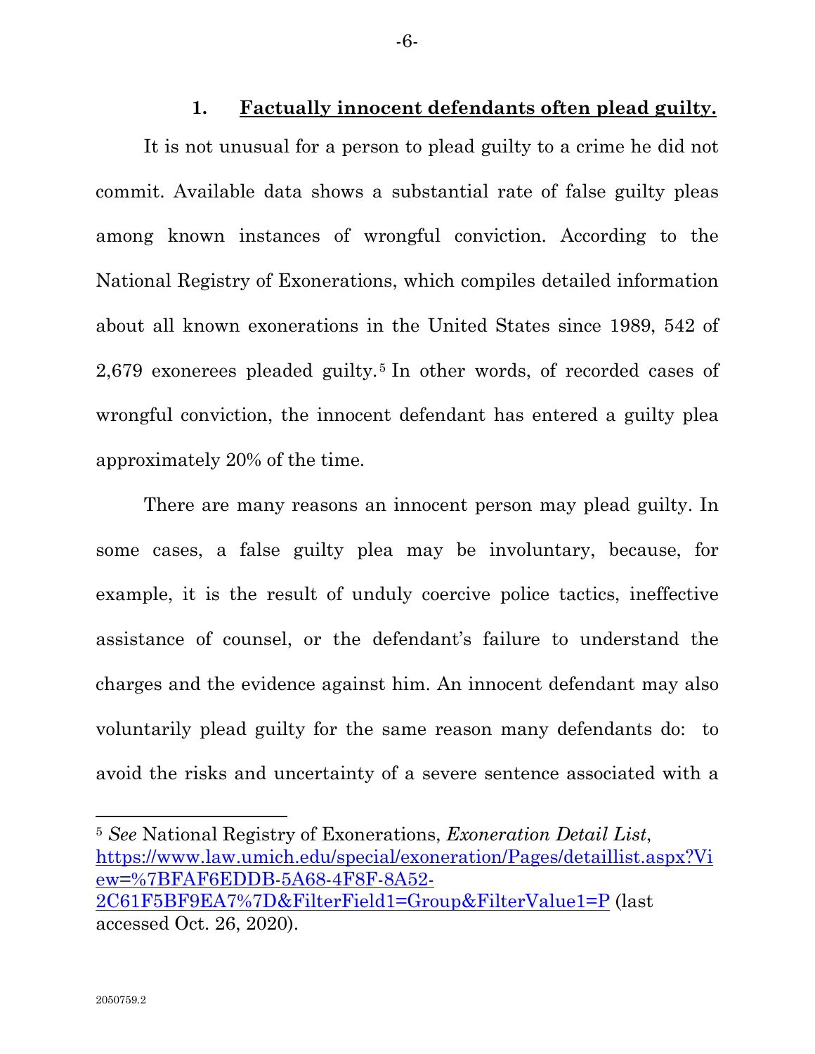### 1. **Factually innocent defendants often plead guilty.**

It is not unusual for a person to plead guilty to a crime he did not commit. Available data shows a substantial rate of false guilty pleas among known instances of wrongful conviction. According to the National Registry of Exonerations, which compiles detailed information about all known exonerations in the United States since 1989, 542 of 2,679 exonerees pleaded guilty.[5] In other words, of recorded cases of wrongful conviction, the innocent defendant has entered a guilty plea approximately 20% of the time.

There are many reasons an innocent person may plead guilty. In some cases, a false guilty plea may be involuntary, because, for example, it is the result of unduly coercive police tactics, ineffective assistance of counsel, or the defendant's failure to understand the charges and the evidence against him. An innocent defendant may also voluntarily plead guilty for the same reason many defendants do: to avoid the risks and uncertainty of a severe sentence associated with a

---

[5] *See* National Registry of Exonerations, *Exoneration Detail List*, https://www.law.umich.edu/special/exoneration/Pages/detaillist.aspx?View=%7BFAF6EDDB-5A68-4F8F-8A52-2C61F5BF9EA7%7D&FilterField1=Group&FilterValue1=P (last accessed Oct. 26, 2020).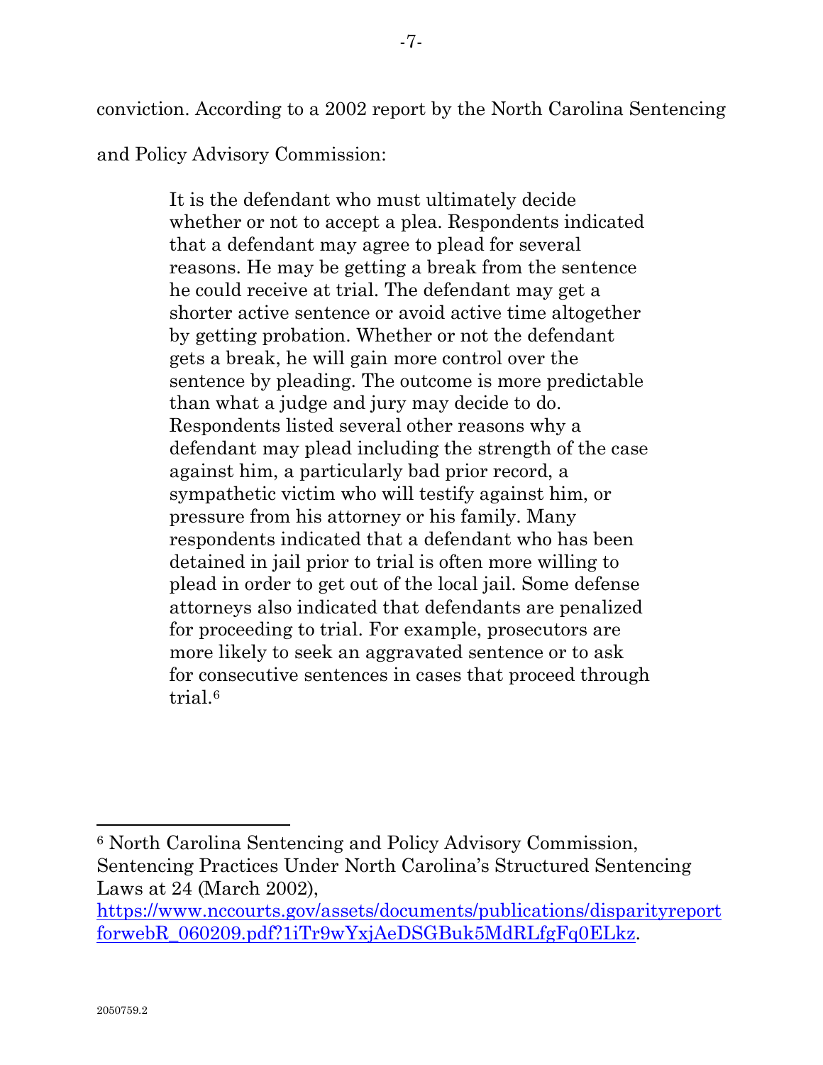conviction. According to a 2002 report by the North Carolina Sentencing and Policy Advisory Commission:

> It is the defendant who must ultimately decide whether or not to accept a plea. Respondents indicated that a defendant may agree to plead for several reasons. He may be getting a break from the sentence he could receive at trial. The defendant may get a shorter active sentence or avoid active time altogether by getting probation. Whether or not the defendant gets a break, he will gain more control over the sentence by pleading. The outcome is more predictable than what a judge and jury may decide to do. Respondents listed several other reasons why a defendant may plead including the strength of the case against him, a particularly bad prior record, a sympathetic victim who will testify against him, or pressure from his attorney or his family. Many respondents indicated that a defendant who has been detained in jail prior to trial is often more willing to plead in order to get out of the local jail. Some defense attorneys also indicated that defendants are penalized for proceeding to trial. For example, prosecutors are more likely to seek an aggravated sentence or to ask for consecutive sentences in cases that proceed through trial.[6]

---

[6] North Carolina Sentencing and Policy Advisory Commission, Sentencing Practices Under North Carolina's Structured Sentencing Laws at 24 (March 2002), https://www.nccourts.gov/assets/documents/publications/disparityreportforwebR_060209.pdf?1iTr9wYxjAeDSGBuk5MdRLfgFq0ELkz.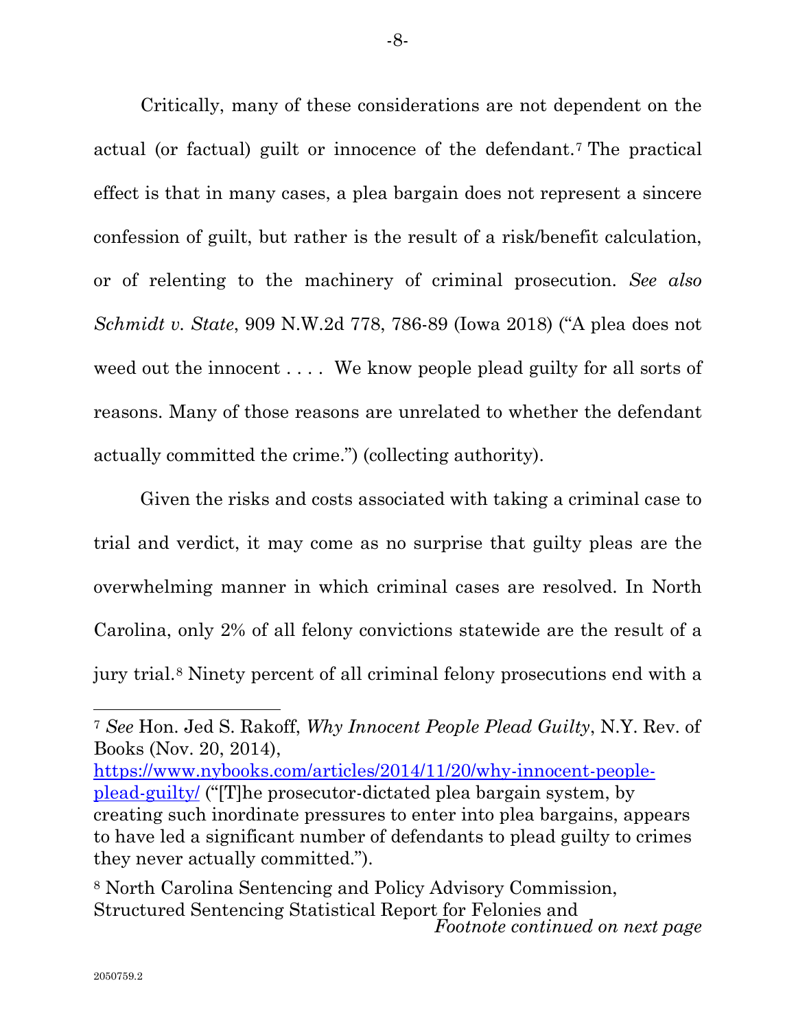Critically, many of these considerations are not dependent on the actual (or factual) guilt or innocence of the defendant.[7] The practical effect is that in many cases, a plea bargain does not represent a sincere confession of guilt, but rather is the result of a risk/benefit calculation, or of relenting to the machinery of criminal prosecution. *See also Schmidt v. State*, 909 N.W.2d 778, 786-89 (Iowa 2018) ("A plea does not weed out the innocent . . . . We know people plead guilty for all sorts of reasons. Many of those reasons are unrelated to whether the defendant actually committed the crime.") (collecting authority).

Given the risks and costs associated with taking a criminal case to trial and verdict, it may come as no surprise that guilty pleas are the overwhelming manner in which criminal cases are resolved. In North Carolina, only 2% of all felony convictions statewide are the result of a jury trial.[8] Ninety percent of all criminal felony prosecutions end with a

---

[7] *See* Hon. Jed S. Rakoff, *Why Innocent People Plead Guilty*, N.Y. Rev. of Books (Nov. 20, 2014), https://www.nybooks.com/articles/2014/11/20/why-innocent-people-plead-guilty/ ("[T]he prosecutor-dictated plea bargain system, by creating such inordinate pressures to enter into plea bargains, appears to have led a significant number of defendants to plead guilty to crimes they never actually committed.").

[8] North Carolina Sentencing and Policy Advisory Commission, Structured Sentencing Statistical Report for Felonies and

*Footnote continued on next page*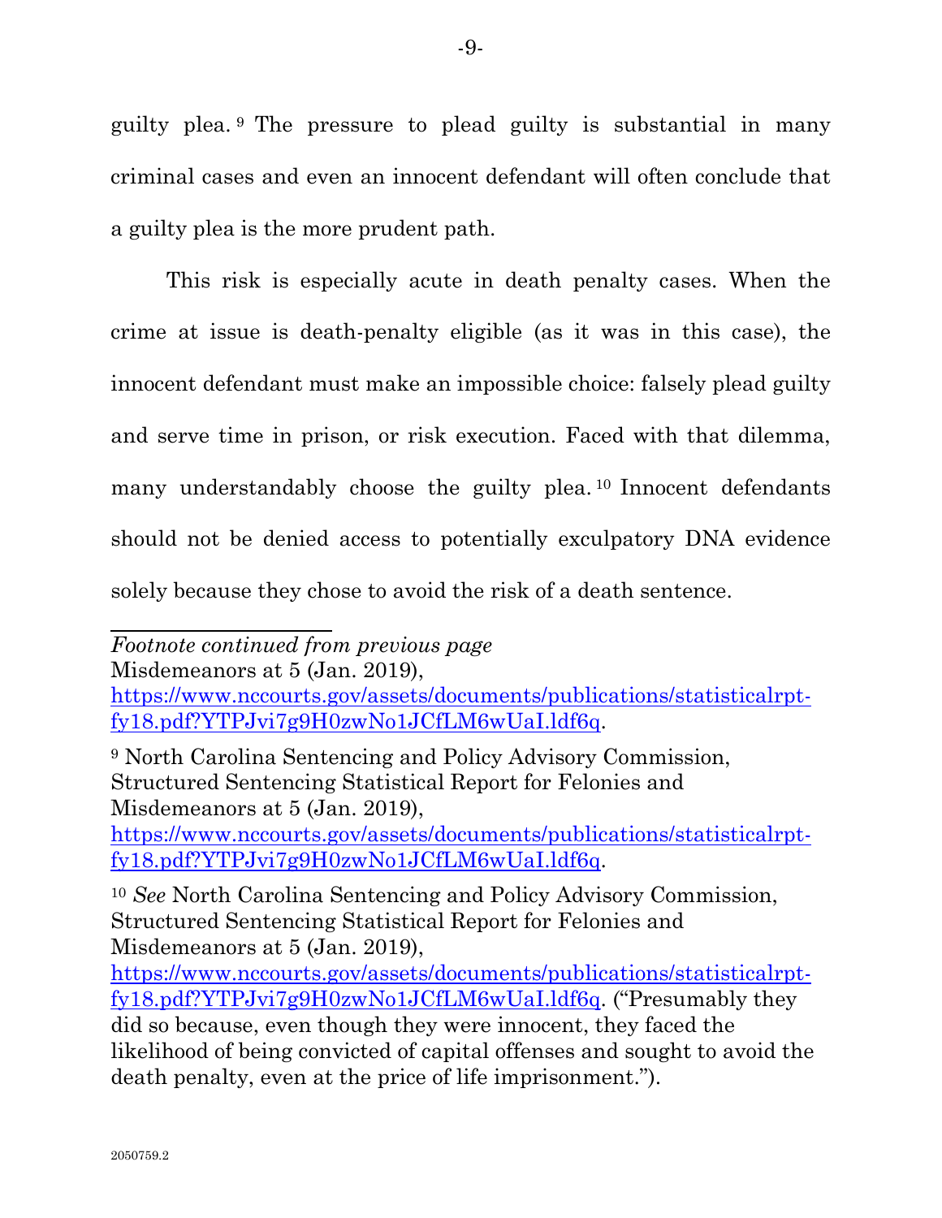guilty plea.[9] The pressure to plead guilty is substantial in many criminal cases and even an innocent defendant will often conclude that a guilty plea is the more prudent path.

This risk is especially acute in death penalty cases. When the crime at issue is death-penalty eligible (as it was in this case), the innocent defendant must make an impossible choice: falsely plead guilty and serve time in prison, or risk execution. Faced with that dilemma, many understandably choose the guilty plea.[10] Innocent defendants should not be denied access to potentially exculpatory DNA evidence solely because they chose to avoid the risk of a death sentence.

---

*Footnote continued from previous page*
Misdemeanors at 5 (Jan. 2019), https://www.nccourts.gov/assets/documents/publications/statisticalrpt-fy18.pdf?YTPJvi7g9H0zwNo1JCfLM6wUaI.ldf6q.

[9] North Carolina Sentencing and Policy Advisory Commission, Structured Sentencing Statistical Report for Felonies and Misdemeanors at 5 (Jan. 2019), https://www.nccourts.gov/assets/documents/publications/statisticalrpt-fy18.pdf?YTPJvi7g9H0zwNo1JCfLM6wUaI.ldf6q.

[10] *See* North Carolina Sentencing and Policy Advisory Commission, Structured Sentencing Statistical Report for Felonies and Misdemeanors at 5 (Jan. 2019), https://www.nccourts.gov/assets/documents/publications/statisticalrpt-fy18.pdf?YTPJvi7g9H0zwNo1JCfLM6wUaI.ldf6q. ("Presumably they did so because, even though they were innocent, they faced the likelihood of being convicted of capital offenses and sought to avoid the death penalty, even at the price of life imprisonment.").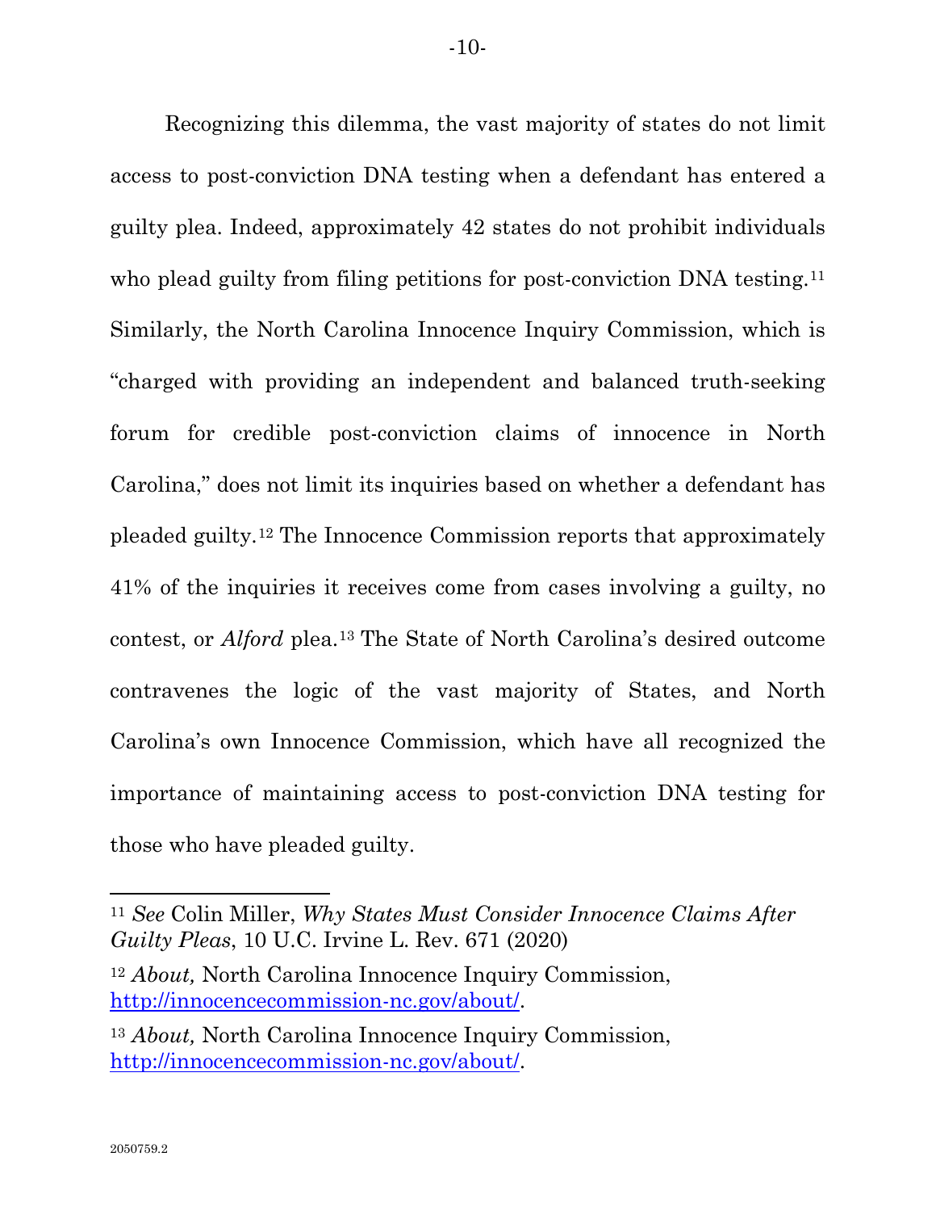Recognizing this dilemma, the vast majority of states do not limit access to post-conviction DNA testing when a defendant has entered a guilty plea. Indeed, approximately 42 states do not prohibit individuals who plead guilty from filing petitions for post-conviction DNA testing.[11] Similarly, the North Carolina Innocence Inquiry Commission, which is "charged with providing an independent and balanced truth-seeking forum for credible post-conviction claims of innocence in North Carolina," does not limit its inquiries based on whether a defendant has pleaded guilty.[12] The Innocence Commission reports that approximately 41% of the inquiries it receives come from cases involving a guilty, no contest, or *Alford* plea.[13] The State of North Carolina's desired outcome contravenes the logic of the vast majority of States, and North Carolina's own Innocence Commission, which have all recognized the importance of maintaining access to post-conviction DNA testing for those who have pleaded guilty.

---

[11] *See* Colin Miller, *Why States Must Consider Innocence Claims After Guilty Pleas*, 10 U.C. Irvine L. Rev. 671 (2020)

[12] *About,* North Carolina Innocence Inquiry Commission, http://innocencecommission-nc.gov/about/.

[13] *About,* North Carolina Innocence Inquiry Commission, http://innocencecommission-nc.gov/about/.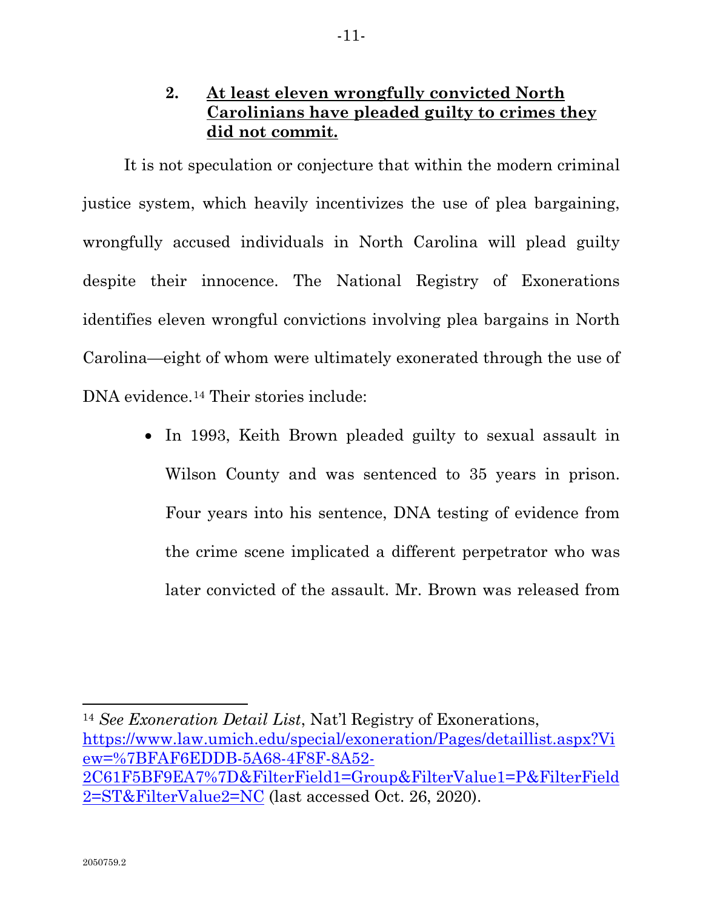### 2. At least eleven wrongfully convicted North Carolinians have pleaded guilty to crimes they did not commit.

It is not speculation or conjecture that within the modern criminal justice system, which heavily incentivizes the use of plea bargaining, wrongfully accused individuals in North Carolina will plead guilty despite their innocence. The National Registry of Exonerations identifies eleven wrongful convictions involving plea bargains in North Carolina—eight of whom were ultimately exonerated through the use of DNA evidence.[14] Their stories include:

- In 1993, Keith Brown pleaded guilty to sexual assault in Wilson County and was sentenced to 35 years in prison. Four years into his sentence, DNA testing of evidence from the crime scene implicated a different perpetrator who was later convicted of the assault. Mr. Brown was released from

---

[14] *See Exoneration Detail List*, Nat'l Registry of Exonerations, [https://www.law.umich.edu/special/exoneration/Pages/detaillist.aspx?View=%7BFAF6EDDB-5A68-4F8F-8A52-2C61F5BF9EA7%7D&FilterField1=Group&FilterValue1=P&FilterField2=ST&FilterValue2=NC](https://www.law.umich.edu/special/exoneration/Pages/detaillist.aspx?View=%7BFAF6EDDB-5A68-4F8F-8A52-2C61F5BF9EA7%7D&FilterField1=Group&FilterValue1=P&FilterField2=ST&FilterValue2=NC) (last accessed Oct. 26, 2020).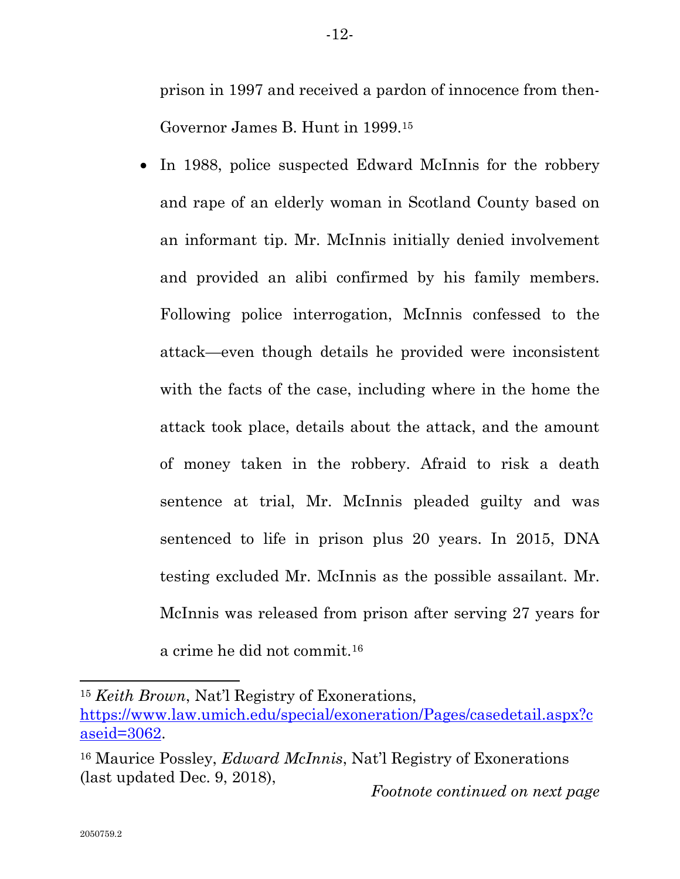prison in 1997 and received a pardon of innocence from then-Governor James B. Hunt in 1999.[15]

- In 1988, police suspected Edward McInnis for the robbery and rape of an elderly woman in Scotland County based on an informant tip. Mr. McInnis initially denied involvement and provided an alibi confirmed by his family members. Following police interrogation, McInnis confessed to the attack—even though details he provided were inconsistent with the facts of the case, including where in the home the attack took place, details about the attack, and the amount of money taken in the robbery. Afraid to risk a death sentence at trial, Mr. McInnis pleaded guilty and was sentenced to life in prison plus 20 years. In 2015, DNA testing excluded Mr. McInnis as the possible assailant. Mr. McInnis was released from prison after serving 27 years for a crime he did not commit.[16]

---

[15] *Keith Brown*, Nat'l Registry of Exonerations, https://www.law.umich.edu/special/exoneration/Pages/casedetail.aspx?caseid=3062.

[16] Maurice Possley, *Edward McInnis*, Nat'l Registry of Exonerations (last updated Dec. 9, 2018),

*Footnote continued on next page*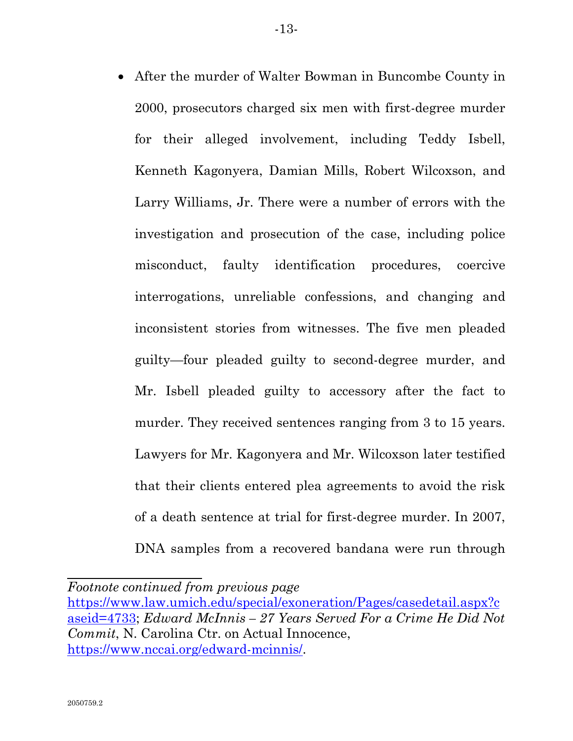- After the murder of Walter Bowman in Buncombe County in 2000, prosecutors charged six men with first-degree murder for their alleged involvement, including Teddy Isbell, Kenneth Kagonyera, Damian Mills, Robert Wilcoxson, and Larry Williams, Jr. There were a number of errors with the investigation and prosecution of the case, including police misconduct, faulty identification procedures, coercive interrogations, unreliable confessions, and changing and inconsistent stories from witnesses. The five men pleaded guilty—four pleaded guilty to second-degree murder, and Mr. Isbell pleaded guilty to accessory after the fact to murder. They received sentences ranging from 3 to 15 years. Lawyers for Mr. Kagonyera and Mr. Wilcoxson later testified that their clients entered plea agreements to avoid the risk of a death sentence at trial for first-degree murder. In 2007, DNA samples from a recovered bandana were run through

---

*Footnote continued from previous page*
https://www.law.umich.edu/special/exoneration/Pages/casedetail.aspx?caseid=4733; *Edward McInnis – 27 Years Served For a Crime He Did Not Commit*, N. Carolina Ctr. on Actual Innocence, https://www.nccai.org/edward-mcinnis/.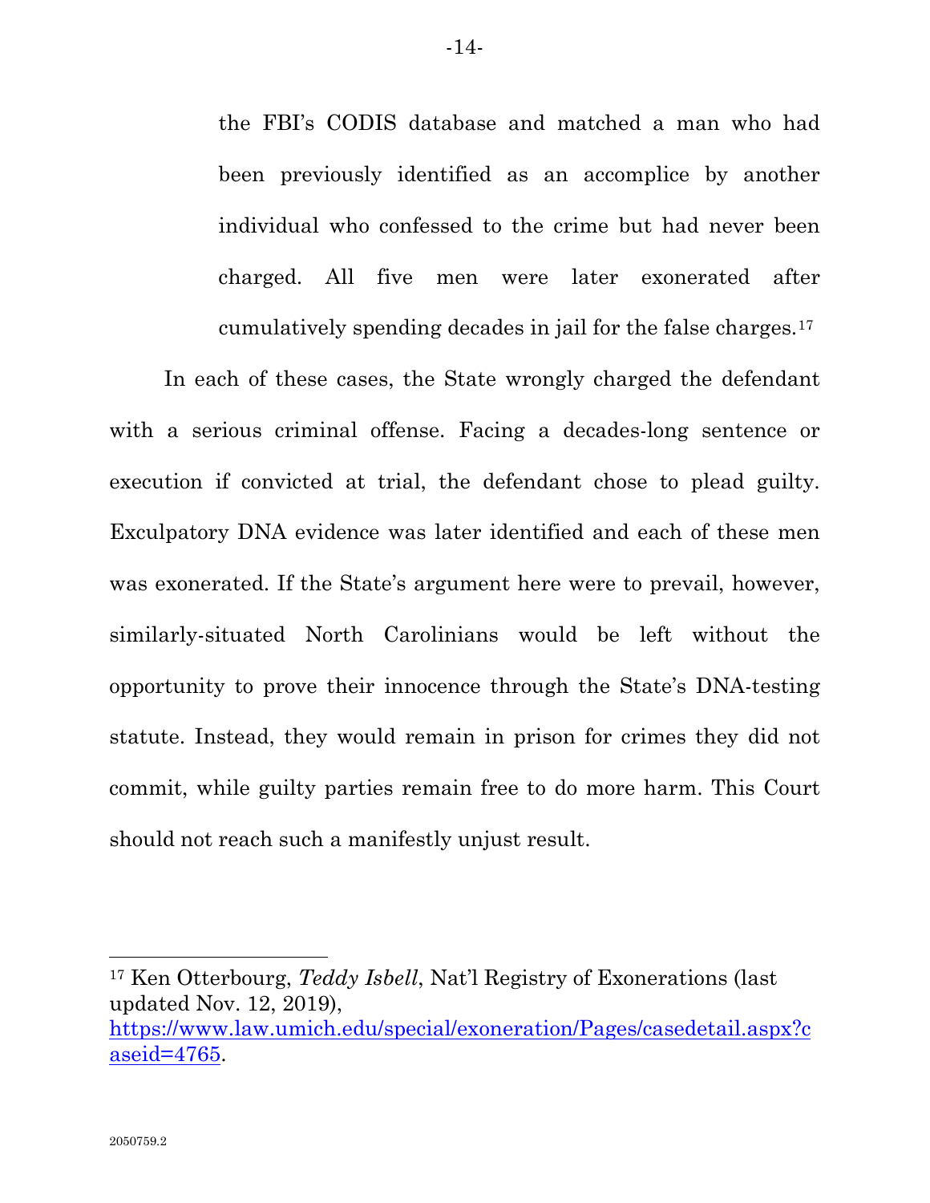> the FBI's CODIS database and matched a man who had been previously identified as an accomplice by another individual who confessed to the crime but had never been charged. All five men were later exonerated after cumulatively spending decades in jail for the false charges.[17]

In each of these cases, the State wrongly charged the defendant with a serious criminal offense. Facing a decades-long sentence or execution if convicted at trial, the defendant chose to plead guilty. Exculpatory DNA evidence was later identified and each of these men was exonerated. If the State's argument here were to prevail, however, similarly-situated North Carolinians would be left without the opportunity to prove their innocence through the State's DNA-testing statute. Instead, they would remain in prison for crimes they did not commit, while guilty parties remain free to do more harm. This Court should not reach such a manifestly unjust result.

---

[17] Ken Otterbourg, *Teddy Isbell*, Nat'l Registry of Exonerations (last updated Nov. 12, 2019), https://www.law.umich.edu/special/exoneration/Pages/casedetail.aspx?caseid=4765.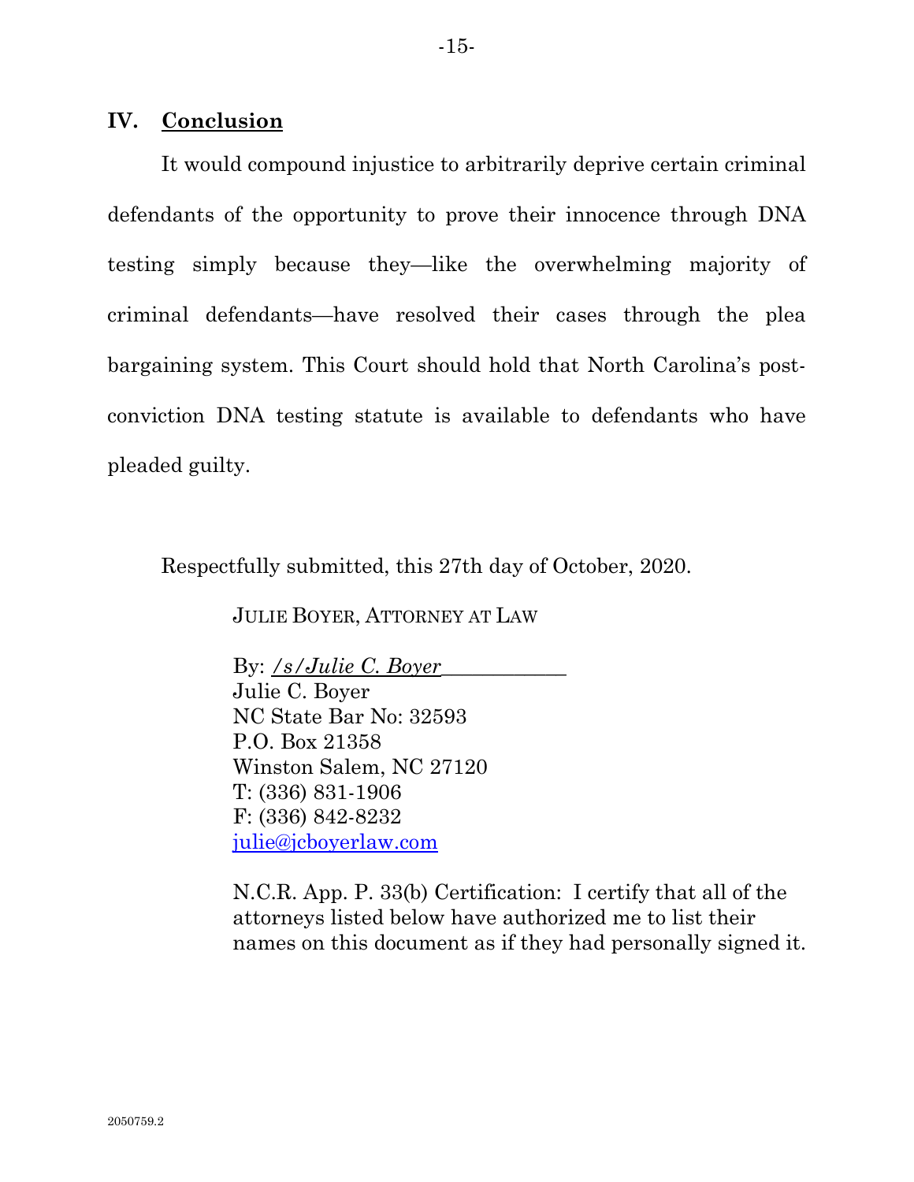## IV. Conclusion

It would compound injustice to arbitrarily deprive certain criminal defendants of the opportunity to prove their innocence through DNA testing simply because they—like the overwhelming majority of criminal defendants—have resolved their cases through the plea bargaining system. This Court should hold that North Carolina's post-conviction DNA testing statute is available to defendants who have pleaded guilty.

Respectfully submitted, this 27th day of October, 2020.

JULIE BOYER, ATTORNEY AT LAW

By: */s/Julie C. Boyer*\_\_\_\_\_\_\_\_\_\_\_\_
Julie C. Boyer
NC State Bar No: 32593
P.O. Box 21358
Winston Salem, NC 27120
T: (336) 831-1906
F: (336) 842-8232
julie@jcboyerlaw.com

N.C.R. App. P. 33(b) Certification: I certify that all of the attorneys listed below have authorized me to list their names on this document as if they had personally signed it.

2050759.2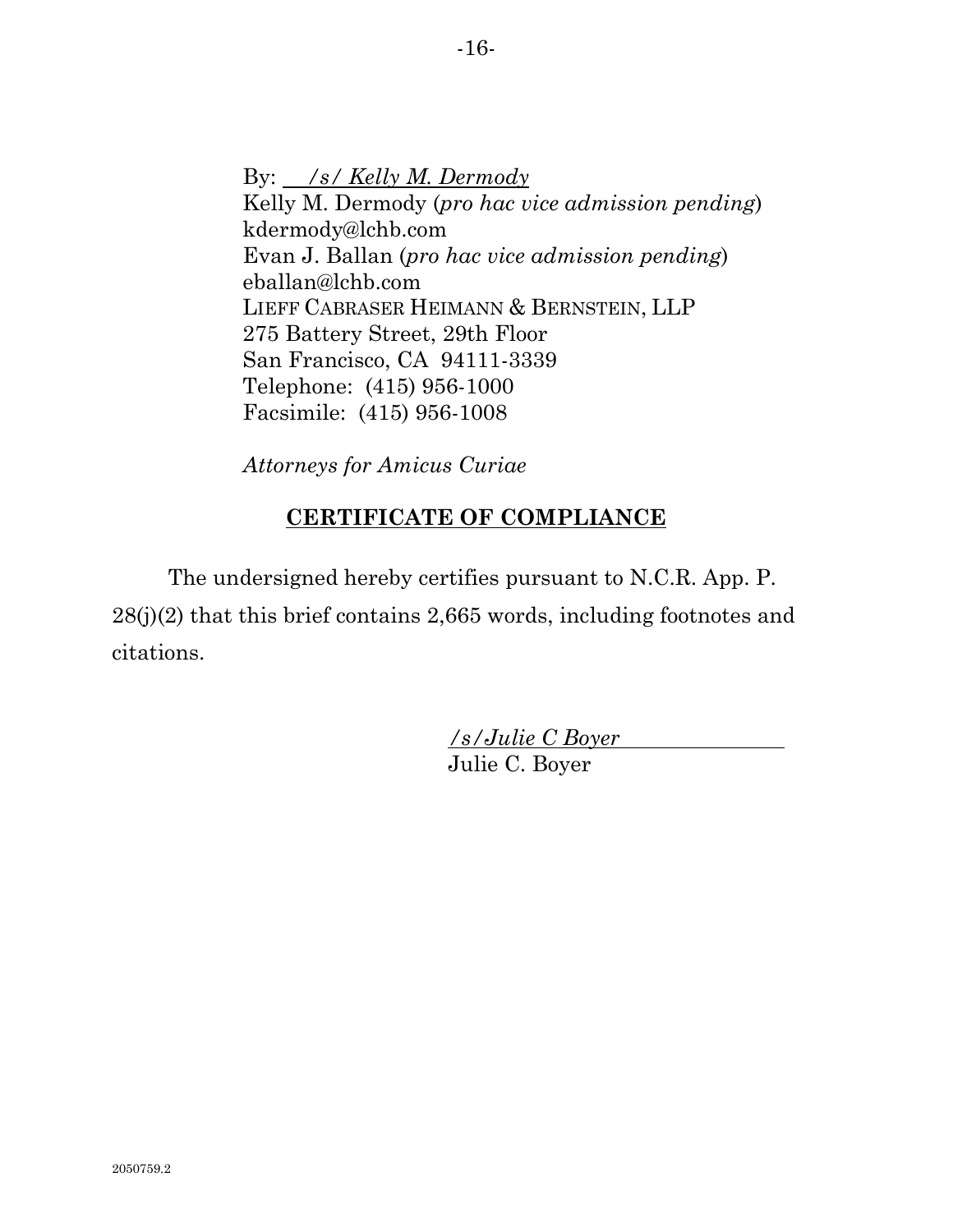By: /s/ *Kelly M. Dermody*
Kelly M. Dermody (*pro hac vice admission pending*)
kdermody@lchb.com
Evan J. Ballan (*pro hac vice admission pending*)
eballan@lchb.com
LIEFF CABRASER HEIMANN & BERNSTEIN, LLP
275 Battery Street, 29th Floor
San Francisco, CA 94111-3339
Telephone: (415) 956-1000
Facsimile: (415) 956-1008

*Attorneys for Amicus Curiae*

## **CERTIFICATE OF COMPLIANCE**

The undersigned hereby certifies pursuant to N.C.R. App. P. 28(j)(2) that this brief contains 2,665 words, including footnotes and citations.

*/s/Julie C Boyer*
Julie C. Boyer

2050759.2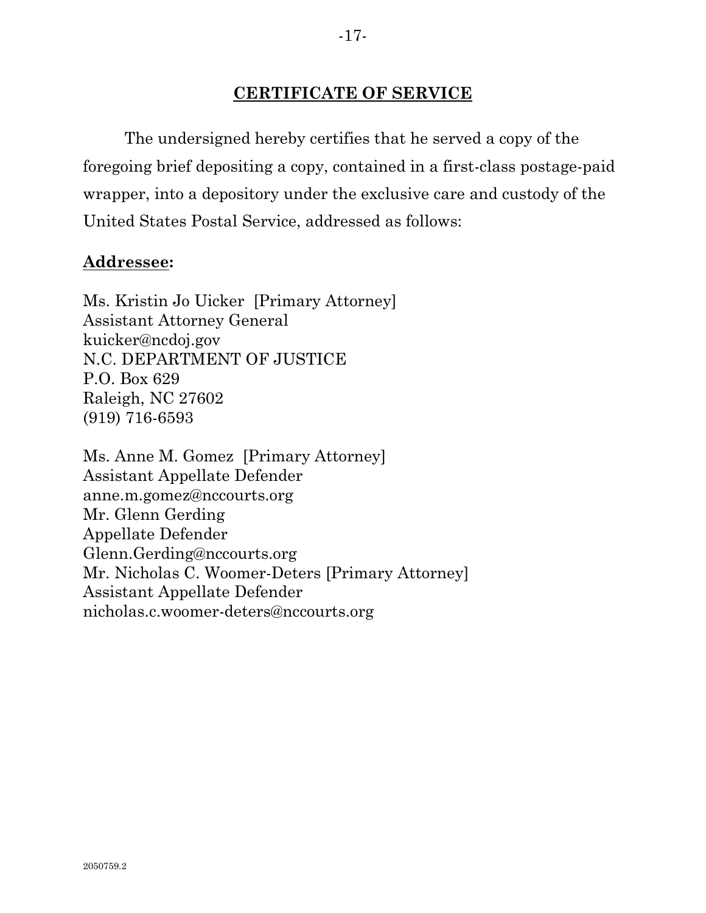## CERTIFICATE OF SERVICE

The undersigned hereby certifies that he served a copy of the foregoing brief depositing a copy, contained in a first-class postage-paid wrapper, into a depository under the exclusive care and custody of the United States Postal Service, addressed as follows:

**Addressee:**

Ms. Kristin Jo Uicker [Primary Attorney]
Assistant Attorney General
kuicker@ncdoj.gov
N.C. DEPARTMENT OF JUSTICE
P.O. Box 629
Raleigh, NC 27602
(919) 716-6593

Ms. Anne M. Gomez [Primary Attorney]
Assistant Appellate Defender
anne.m.gomez@nccourts.org
Mr. Glenn Gerding
Appellate Defender
Glenn.Gerding@nccourts.org
Mr. Nicholas C. Woomer-Deters [Primary Attorney]
Assistant Appellate Defender
nicholas.c.woomer-deters@nccourts.org

2050759.2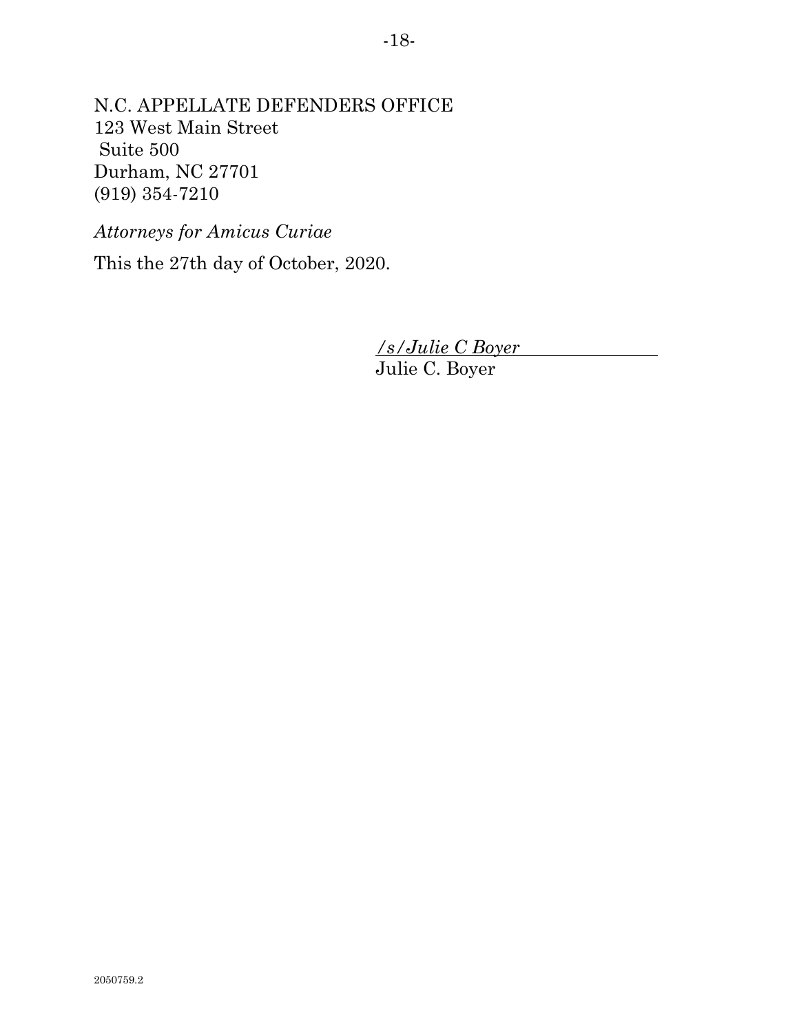N.C. APPELLATE DEFENDERS OFFICE
123 West Main Street
Suite 500
Durham, NC 27701
(919) 354-7210

*Attorneys for Amicus Curiae*

This the 27th day of October, 2020.

*/s/Julie C Boyer*
Julie C. Boyer

2050759.2